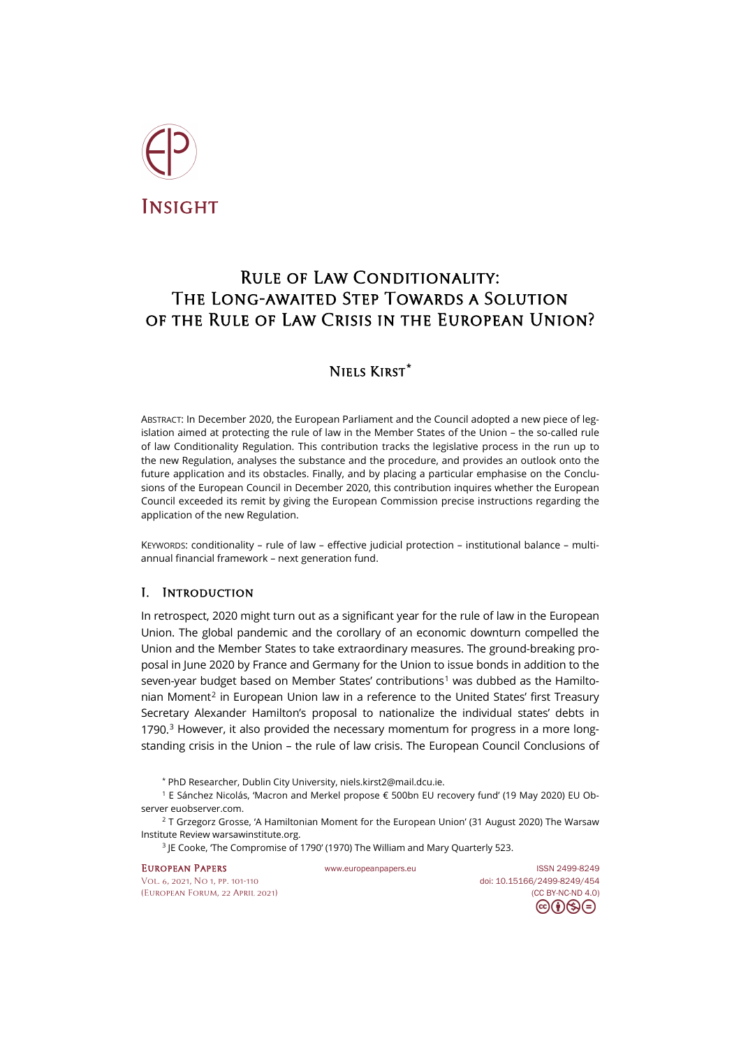Insight

# Rule of Law Conditionality: The Long-awaited Step Towards a Solution of the Rule of Law Crisis in the European Union?

## Niels Kirst*

Abstract: In December 2020, the European Parliament and the Council adopted a new piece of legislation aimed at protecting the rule of law in the Member States of the Union – the so-called rule of law Conditionality Regulation. This contribution tracks the legislative process in the run up to the new Regulation, analyses the substance and the procedure, and provides an outlook onto the future application and its obstacles. Finally, and by placing a particular emphasise on the Conclusions of the European Council in December 2020, this contribution inquires whether the European Council exceeded its remit by giving the European Commission precise instructions regarding the application of the new Regulation.

Keywords: conditionality – rule of law – effective judicial protection – institutional balance – multiannual financial framework – next generation fund.

## I. Introduction

In retrospect, 2020 might turn out as a significant year for the rule of law in the European Union. The global pandemic and the corollary of an economic downturn compelled the Union and the Member States to take extraordinary measures. The ground-breaking proposal in June 2020 by France and Germany for the Union to issue bonds in addition to the seven-year budget based on Member States' contributions[1] was dubbed as the Hamiltonian Moment[2] in European Union law in a reference to the United States' first Treasury Secretary Alexander Hamilton's proposal to nationalize the individual states' debts in 1790.[3] However, it also provided the necessary momentum for progress in a more longstanding crisis in the Union – the rule of law crisis. The European Council Conclusions of

* PhD Researcher, Dublin City University, niels.kirst2@mail.dcu.ie.

[1] E Sánchez Nicolás, 'Macron and Merkel propose € 500bn EU recovery fund' (19 May 2020) EU Observer euobserver.com.

[2] T Grzegorz Grosse, 'A Hamiltonian Moment for the European Union' (31 August 2020) The Warsaw Institute Review warsawinstitute.org.

[3] JE Cooke, 'The Compromise of 1790' (1970) The William and Mary Quarterly 523.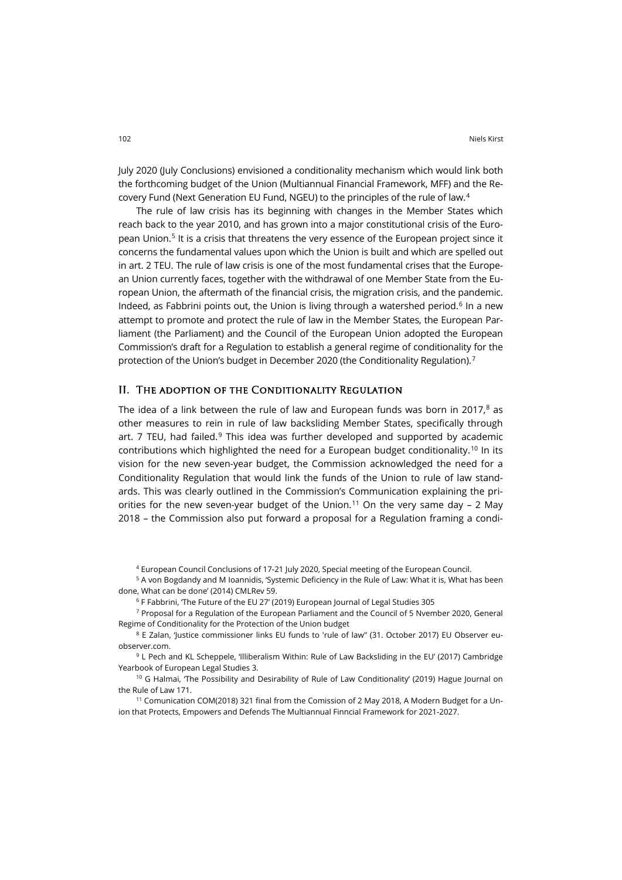July 2020 (July Conclusions) envisioned a conditionality mechanism which would link both the forthcoming budget of the Union (Multiannual Financial Framework, MFF) and the Recovery Fund (Next Generation EU Fund, NGEU) to the principles of the rule of law.[4]

The rule of law crisis has its beginning with changes in the Member States which reach back to the year 2010, and has grown into a major constitutional crisis of the European Union.[5] It is a crisis that threatens the very essence of the European project since it concerns the fundamental values upon which the Union is built and which are spelled out in art. 2 TEU. The rule of law crisis is one of the most fundamental crises that the European Union currently faces, together with the withdrawal of one Member State from the European Union, the aftermath of the financial crisis, the migration crisis, and the pandemic. Indeed, as Fabbrini points out, the Union is living through a watershed period.[6] In a new attempt to promote and protect the rule of law in the Member States, the European Parliament (the Parliament) and the Council of the European Union adopted the European Commission's draft for a Regulation to establish a general regime of conditionality for the protection of the Union's budget in December 2020 (the Conditionality Regulation).[7]

## II. The adoption of the Conditionality Regulation

The idea of a link between the rule of law and European funds was born in 2017,[8] as other measures to rein in rule of law backsliding Member States, specifically through art. 7 TEU, had failed.[9] This idea was further developed and supported by academic contributions which highlighted the need for a European budget conditionality.[10] In its vision for the new seven-year budget, the Commission acknowledged the need for a Conditionality Regulation that would link the funds of the Union to rule of law standards. This was clearly outlined in the Commission's Communication explaining the priorities for the new seven-year budget of the Union.[11] On the very same day – 2 May 2018 – the Commission also put forward a proposal for a Regulation framing a condi-

[4] European Council Conclusions of 17-21 July 2020, Special meeting of the European Council.

[5] A von Bogdandy and M Ioannidis, 'Systemic Deficiency in the Rule of Law: What it is, What has been done, What can be done' (2014) CMLRev 59.

[6] F Fabbrini, 'The Future of the EU 27' (2019) European Journal of Legal Studies 305

[7] Proposal for a Regulation of the European Parliament and the Council of 5 Nvember 2020, General Regime of Conditionality for the Protection of the Union budget

[8] E Zalan, 'Justice commissioner links EU funds to 'rule of law'' (31. October 2017) EU Observer euobserver.com.

[9] L Pech and KL Scheppele, 'Illiberalism Within: Rule of Law Backsliding in the EU' (2017) Cambridge Yearbook of European Legal Studies 3.

[10] G Halmai, 'The Possibility and Desirability of Rule of Law Conditionality' (2019) Hague Journal on the Rule of Law 171.

[11] Comunication COM(2018) 321 final from the Comission of 2 May 2018, A Modern Budget for a Union that Protects, Empowers and Defends The Multiannual Finncial Framework for 2021-2027.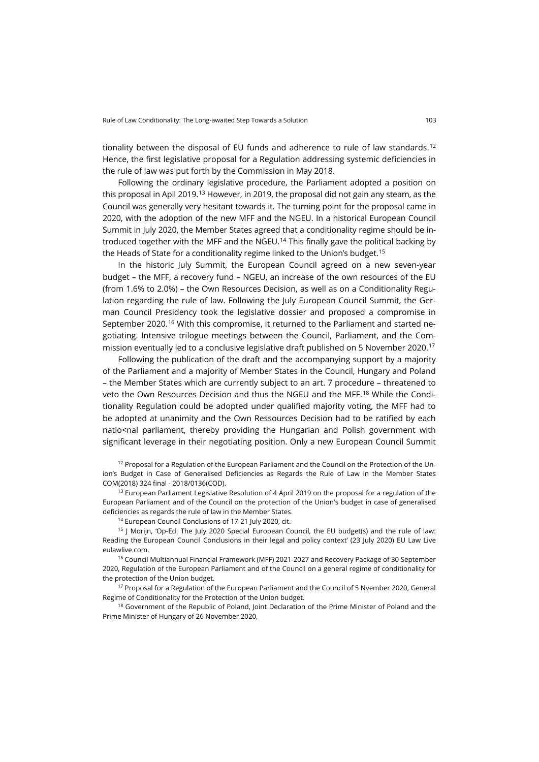tionality between the disposal of EU funds and adherence to rule of law standards.[12] Hence, the first legislative proposal for a Regulation addressing systemic deficiencies in the rule of law was put forth by the Commission in May 2018.

Following the ordinary legislative procedure, the Parliament adopted a position on this proposal in Apil 2019.[13] However, in 2019, the proposal did not gain any steam, as the Council was generally very hesitant towards it. The turning point for the proposal came in 2020, with the adoption of the new MFF and the NGEU. In a historical European Council Summit in July 2020, the Member States agreed that a conditionality regime should be introduced together with the MFF and the NGEU.[14] This finally gave the political backing by the Heads of State for a conditionality regime linked to the Union's budget.[15]

In the historic July Summit, the European Council agreed on a new seven-year budget – the MFF, a recovery fund – NGEU, an increase of the own resources of the EU (from 1.6% to 2.0%) – the Own Resources Decision, as well as on a Conditionality Regulation regarding the rule of law. Following the July European Council Summit, the German Council Presidency took the legislative dossier and proposed a compromise in September 2020.[16] With this compromise, it returned to the Parliament and started negotiating. Intensive trilogue meetings between the Council, Parliament, and the Commission eventually led to a conclusive legislative draft published on 5 November 2020.[17]

Following the publication of the draft and the accompanying support by a majority of the Parliament and a majority of Member States in the Council, Hungary and Poland – the Member States which are currently subject to an art. 7 procedure – threatened to veto the Own Resources Decision and thus the NGEU and the MFF.[18] While the Conditionality Regulation could be adopted under qualified majority voting, the MFF had to be adopted at unanimity and the Own Ressources Decision had to be ratified by each natio<nal parliament, thereby providing the Hungarian and Polish government with significant leverage in their negotiating position. Only a new European Council Summit

[12] Proposal for a Regulation of the European Parliament and the Council on the Protection of the Union's Budget in Case of Generalised Deficiencies as Regards the Rule of Law in the Member States COM(2018) 324 final - 2018/0136(COD).

[13] European Parliament Legislative Resolution of 4 April 2019 on the proposal for a regulation of the European Parliament and of the Council on the protection of the Union's budget in case of generalised deficiencies as regards the rule of law in the Member States.

[14] European Council Conclusions of 17-21 July 2020, cit.

[15] J Morijn, 'Op-Ed: The July 2020 Special European Council, the EU budget(s) and the rule of law: Reading the European Council Conclusions in their legal and policy context' (23 July 2020) EU Law Live eulawlive.com.

[16] Council Multiannual Financial Framework (MFF) 2021-2027 and Recovery Package of 30 September 2020, Regulation of the European Parliament and of the Council on a general regime of conditionality for the protection of the Union budget.

[17] Proposal for a Regulation of the European Parliament and the Council of 5 Nvember 2020, General Regime of Conditionality for the Protection of the Union budget.

[18] Government of the Republic of Poland, Joint Declaration of the Prime Minister of Poland and the Prime Minister of Hungary of 26 November 2020,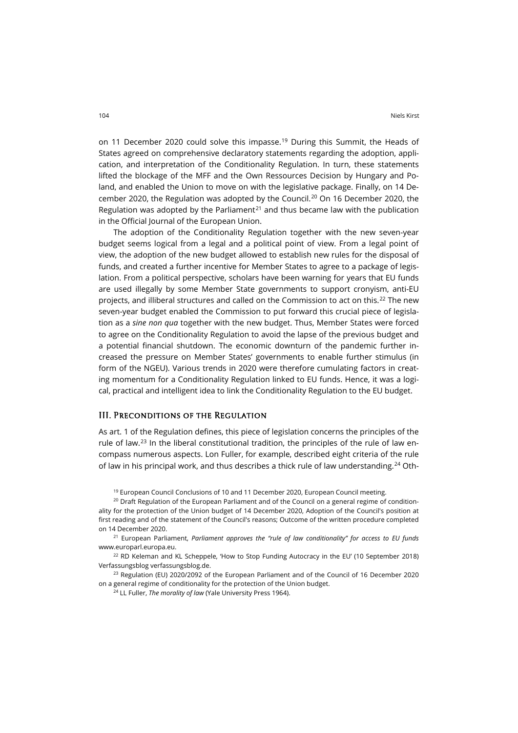on 11 December 2020 could solve this impasse.[19] During this Summit, the Heads of States agreed on comprehensive declaratory statements regarding the adoption, application, and interpretation of the Conditionality Regulation. In turn, these statements lifted the blockage of the MFF and the Own Ressources Decision by Hungary and Poland, and enabled the Union to move on with the legislative package. Finally, on 14 December 2020, the Regulation was adopted by the Council.[20] On 16 December 2020, the Regulation was adopted by the Parliament[21] and thus became law with the publication in the Official Journal of the European Union.

The adoption of the Conditionality Regulation together with the new seven-year budget seems logical from a legal and a political point of view. From a legal point of view, the adoption of the new budget allowed to establish new rules for the disposal of funds, and created a further incentive for Member States to agree to a package of legislation. From a political perspective, scholars have been warning for years that EU funds are used illegally by some Member State governments to support cronyism, anti-EU projects, and illiberal structures and called on the Commission to act on this.[22] The new seven-year budget enabled the Commission to put forward this crucial piece of legislation as a *sine non qua* together with the new budget. Thus, Member States were forced to agree on the Conditionality Regulation to avoid the lapse of the previous budget and a potential financial shutdown. The economic downturn of the pandemic further increased the pressure on Member States' governments to enable further stimulus (in form of the NGEU). Various trends in 2020 were therefore cumulating factors in creating momentum for a Conditionality Regulation linked to EU funds. Hence, it was a logical, practical and intelligent idea to link the Conditionality Regulation to the EU budget.

## III. Preconditions of the Regulation

As art. 1 of the Regulation defines, this piece of legislation concerns the principles of the rule of law.[23] In the liberal constitutional tradition, the principles of the rule of law encompass numerous aspects. Lon Fuller, for example, described eight criteria of the rule of law in his principal work, and thus describes a thick rule of law understanding.[24] Oth-

---

[19] European Council Conclusions of 10 and 11 December 2020, European Council meeting.

[20] Draft Regulation of the European Parliament and of the Council on a general regime of conditionality for the protection of the Union budget of 14 December 2020, Adoption of the Council's position at first reading and of the statement of the Council's reasons; Outcome of the written procedure completed on 14 December 2020.

[21] European Parliament, *Parliament approves the "rule of law conditionality" for access to EU funds* www.europarl.europa.eu.

[22] RD Keleman and KL Scheppele, 'How to Stop Funding Autocracy in the EU' (10 September 2018) Verfassungsblog verfassungsblog.de.

[23] Regulation (EU) 2020/2092 of the European Parliament and of the Council of 16 December 2020 on a general regime of conditionality for the protection of the Union budget.

[24] LL Fuller, *The morality of law* (Yale University Press 1964).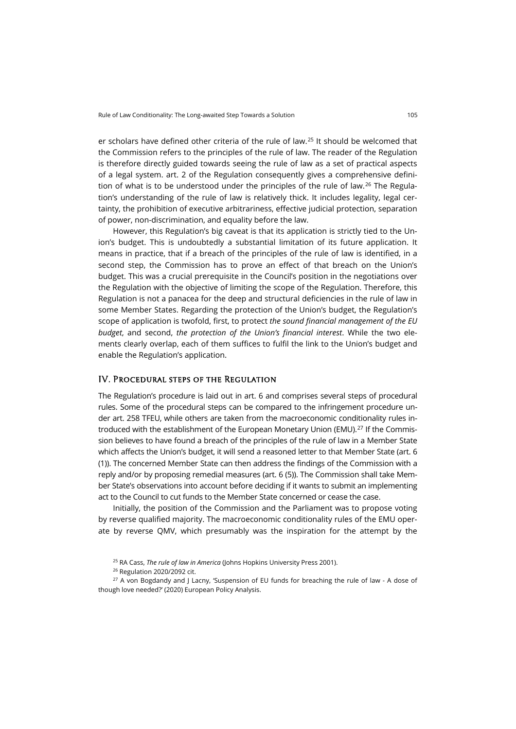er scholars have defined other criteria of the rule of law.[25] It should be welcomed that the Commission refers to the principles of the rule of law. The reader of the Regulation is therefore directly guided towards seeing the rule of law as a set of practical aspects of a legal system. art. 2 of the Regulation consequently gives a comprehensive definition of what is to be understood under the principles of the rule of law.[26] The Regulation's understanding of the rule of law is relatively thick. It includes legality, legal certainty, the prohibition of executive arbitrariness, effective judicial protection, separation of power, non-discrimination, and equality before the law.

However, this Regulation's big caveat is that its application is strictly tied to the Union's budget. This is undoubtedly a substantial limitation of its future application. It means in practice, that if a breach of the principles of the rule of law is identified, in a second step, the Commission has to prove an effect of that breach on the Union's budget. This was a crucial prerequisite in the Council's position in the negotiations over the Regulation with the objective of limiting the scope of the Regulation. Therefore, this Regulation is not a panacea for the deep and structural deficiencies in the rule of law in some Member States. Regarding the protection of the Union's budget, the Regulation's scope of application is twofold, first, to protect *the sound financial management of the EU budget*, and second, *the protection of the Union's financial interest*. While the two elements clearly overlap, each of them suffices to fulfil the link to the Union's budget and enable the Regulation's application.

## IV. Procedural steps of the Regulation

The Regulation's procedure is laid out in art. 6 and comprises several steps of procedural rules. Some of the procedural steps can be compared to the infringement procedure under art. 258 TFEU, while others are taken from the macroeconomic conditionality rules introduced with the establishment of the European Monetary Union (EMU).[27] If the Commission believes to have found a breach of the principles of the rule of law in a Member State which affects the Union's budget, it will send a reasoned letter to that Member State (art. 6 (1)). The concerned Member State can then address the findings of the Commission with a reply and/or by proposing remedial measures (art. 6 (5)). The Commission shall take Member State's observations into account before deciding if it wants to submit an implementing act to the Council to cut funds to the Member State concerned or cease the case.

Initially, the position of the Commission and the Parliament was to propose voting by reverse qualified majority. The macroeconomic conditionality rules of the EMU operate by reverse QMV, which presumably was the inspiration for the attempt by the

[25] RA Cass, *The rule of law in America* (Johns Hopkins University Press 2001).

[26] Regulation 2020/2092 cit.

[27] A von Bogdandy and J Lacny, 'Suspension of EU funds for breaching the rule of law - A dose of though love needed?' (2020) European Policy Analysis.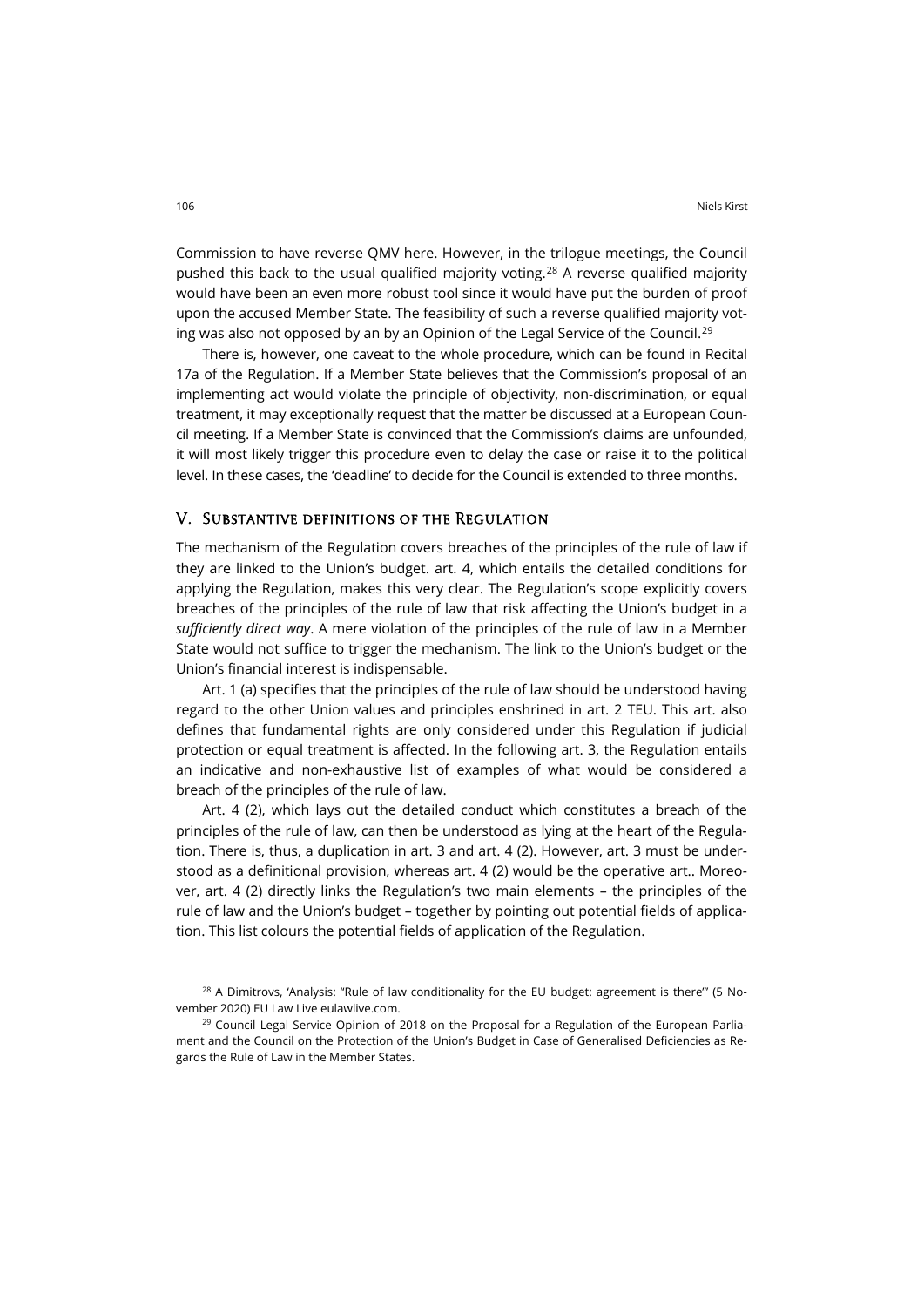Commission to have reverse QMV here. However, in the trilogue meetings, the Council pushed this back to the usual qualified majority voting.[28] A reverse qualified majority would have been an even more robust tool since it would have put the burden of proof upon the accused Member State. The feasibility of such a reverse qualified majority voting was also not opposed by an by an Opinion of the Legal Service of the Council.[29]

There is, however, one caveat to the whole procedure, which can be found in Recital 17a of the Regulation. If a Member State believes that the Commission's proposal of an implementing act would violate the principle of objectivity, non-discrimination, or equal treatment, it may exceptionally request that the matter be discussed at a European Council meeting. If a Member State is convinced that the Commission's claims are unfounded, it will most likely trigger this procedure even to delay the case or raise it to the political level. In these cases, the 'deadline' to decide for the Council is extended to three months.

## V. Substantive definitions of the Regulation

The mechanism of the Regulation covers breaches of the principles of the rule of law if they are linked to the Union's budget. art. 4, which entails the detailed conditions for applying the Regulation, makes this very clear. The Regulation's scope explicitly covers breaches of the principles of the rule of law that risk affecting the Union's budget in a *sufficiently direct way*. A mere violation of the principles of the rule of law in a Member State would not suffice to trigger the mechanism. The link to the Union's budget or the Union's financial interest is indispensable.

Art. 1 (a) specifies that the principles of the rule of law should be understood having regard to the other Union values and principles enshrined in art. 2 TEU. This art. also defines that fundamental rights are only considered under this Regulation if judicial protection or equal treatment is affected. In the following art. 3, the Regulation entails an indicative and non-exhaustive list of examples of what would be considered a breach of the principles of the rule of law.

Art. 4 (2), which lays out the detailed conduct which constitutes a breach of the principles of the rule of law, can then be understood as lying at the heart of the Regulation. There is, thus, a duplication in art. 3 and art. 4 (2). However, art. 3 must be understood as a definitional provision, whereas art. 4 (2) would be the operative art.. Moreover, art. 4 (2) directly links the Regulation's two main elements – the principles of the rule of law and the Union's budget – together by pointing out potential fields of application. This list colours the potential fields of application of the Regulation.

[28] A Dimitrovs, 'Analysis: "Rule of law conditionality for the EU budget: agreement is there"' (5 November 2020) EU Law Live eulawlive.com.

[29] Council Legal Service Opinion of 2018 on the Proposal for a Regulation of the European Parliament and the Council on the Protection of the Union's Budget in Case of Generalised Deficiencies as Regards the Rule of Law in the Member States.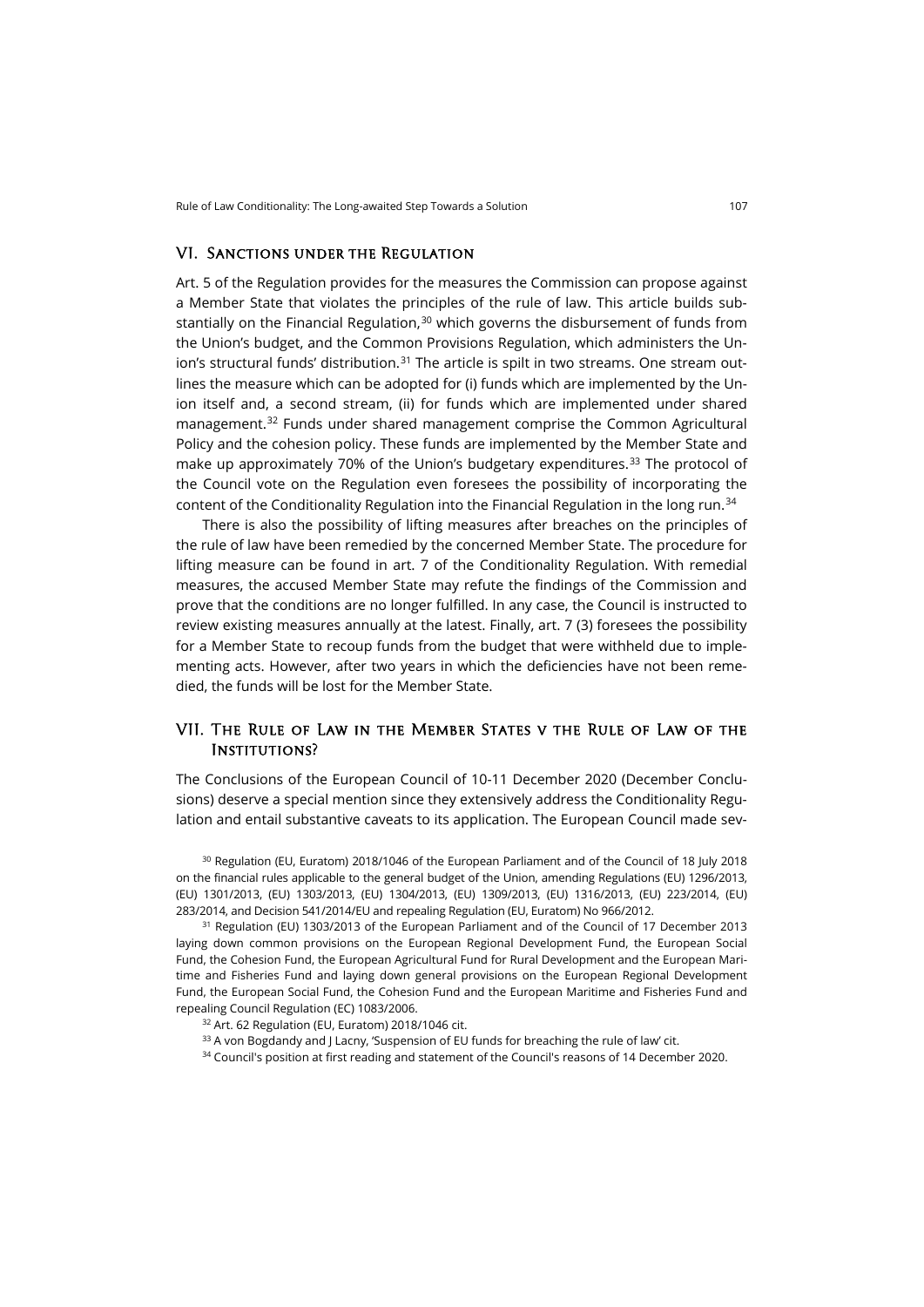## VI. Sanctions under the Regulation

Art. 5 of the Regulation provides for the measures the Commission can propose against a Member State that violates the principles of the rule of law. This article builds substantially on the Financial Regulation,[30] which governs the disbursement of funds from the Union's budget, and the Common Provisions Regulation, which administers the Union's structural funds' distribution.[31] The article is spilt in two streams. One stream outlines the measure which can be adopted for (i) funds which are implemented by the Union itself and, a second stream, (ii) for funds which are implemented under shared management.[32] Funds under shared management comprise the Common Agricultural Policy and the cohesion policy. These funds are implemented by the Member State and make up approximately 70% of the Union's budgetary expenditures.[33] The protocol of the Council vote on the Regulation even foresees the possibility of incorporating the content of the Conditionality Regulation into the Financial Regulation in the long run.[34]

There is also the possibility of lifting measures after breaches on the principles of the rule of law have been remedied by the concerned Member State. The procedure for lifting measure can be found in art. 7 of the Conditionality Regulation. With remedial measures, the accused Member State may refute the findings of the Commission and prove that the conditions are no longer fulfilled. In any case, the Council is instructed to review existing measures annually at the latest. Finally, art. 7 (3) foresees the possibility for a Member State to recoup funds from the budget that were withheld due to implementing acts. However, after two years in which the deficiencies have not been remedied, the funds will be lost for the Member State.

## VII. The Rule of Law in the Member States v the Rule of Law of the Institutions?

The Conclusions of the European Council of 10-11 December 2020 (December Conclusions) deserve a special mention since they extensively address the Conditionality Regulation and entail substantive caveats to its application. The European Council made sev-

[30] Regulation (EU, Euratom) 2018/1046 of the European Parliament and of the Council of 18 July 2018 on the financial rules applicable to the general budget of the Union, amending Regulations (EU) 1296/2013, (EU) 1301/2013, (EU) 1303/2013, (EU) 1304/2013, (EU) 1309/2013, (EU) 1316/2013, (EU) 223/2014, (EU) 283/2014, and Decision 541/2014/EU and repealing Regulation (EU, Euratom) No 966/2012.

[31] Regulation (EU) 1303/2013 of the European Parliament and of the Council of 17 December 2013 laying down common provisions on the European Regional Development Fund, the European Social Fund, the Cohesion Fund, the European Agricultural Fund for Rural Development and the European Maritime and Fisheries Fund and laying down general provisions on the European Regional Development Fund, the European Social Fund, the Cohesion Fund and the European Maritime and Fisheries Fund and repealing Council Regulation (EC) 1083/2006.

[32] Art. 62 Regulation (EU, Euratom) 2018/1046 cit.

[33] A von Bogdandy and J Lacny, 'Suspension of EU funds for breaching the rule of law' cit.

[34] Council's position at first reading and statement of the Council's reasons of 14 December 2020.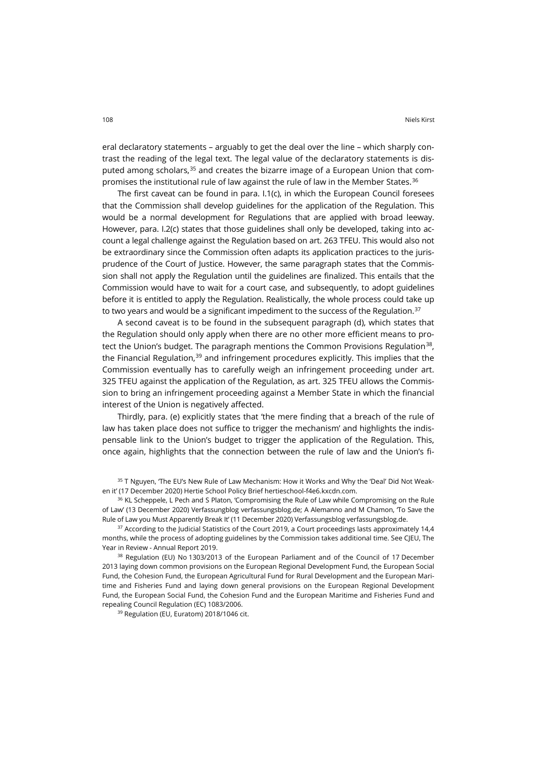eral declaratory statements – arguably to get the deal over the line – which sharply contrast the reading of the legal text. The legal value of the declaratory statements is disputed among scholars,[35] and creates the bizarre image of a European Union that compromises the institutional rule of law against the rule of law in the Member States.[36]

The first caveat can be found in para. I.1(c), in which the European Council foresees that the Commission shall develop guidelines for the application of the Regulation. This would be a normal development for Regulations that are applied with broad leeway. However, para. I.2(c) states that those guidelines shall only be developed, taking into account a legal challenge against the Regulation based on art. 263 TFEU. This would also not be extraordinary since the Commission often adapts its application practices to the jurisprudence of the Court of Justice. However, the same paragraph states that the Commission shall not apply the Regulation until the guidelines are finalized. This entails that the Commission would have to wait for a court case, and subsequently, to adopt guidelines before it is entitled to apply the Regulation. Realistically, the whole process could take up to two years and would be a significant impediment to the success of the Regulation.[37]

A second caveat is to be found in the subsequent paragraph (d), which states that the Regulation should only apply when there are no other more efficient means to protect the Union's budget. The paragraph mentions the Common Provisions Regulation[38], the Financial Regulation,[39] and infringement procedures explicitly. This implies that the Commission eventually has to carefully weigh an infringement proceeding under art. 325 TFEU against the application of the Regulation, as art. 325 TFEU allows the Commission to bring an infringement proceeding against a Member State in which the financial interest of the Union is negatively affected.

Thirdly, para. (e) explicitly states that 'the mere finding that a breach of the rule of law has taken place does not suffice to trigger the mechanism' and highlights the indispensable link to the Union's budget to trigger the application of the Regulation. This, once again, highlights that the connection between the rule of law and the Union's fi-

[35] T Nguyen, 'The EU's New Rule of Law Mechanism: How it Works and Why the 'Deal' Did Not Weaken it' (17 December 2020) Hertie School Policy Brief hertieschool-f4e6.kxcdn.com.

[36] KL Scheppele, L Pech and S Platon, 'Compromising the Rule of Law while Compromising on the Rule of Law' (13 December 2020) Verfassungsblog verfassungsblog.de; A Alemanno and M Chamon, 'To Save the Rule of Law you Must Apparently Break It' (11 December 2020) Verfassungsblog verfassungsblog.de.

[37] According to the Judicial Statistics of the Court 2019, a Court proceedings lasts approximately 14,4 months, while the process of adopting guidelines by the Commission takes additional time. See CJEU, The Year in Review - Annual Report 2019.

[38] Regulation (EU) No 1303/2013 of the European Parliament and of the Council of 17 December 2013 laying down common provisions on the European Regional Development Fund, the European Social Fund, the Cohesion Fund, the European Agricultural Fund for Rural Development and the European Maritime and Fisheries Fund and laying down general provisions on the European Regional Development Fund, the European Social Fund, the Cohesion Fund and the European Maritime and Fisheries Fund and repealing Council Regulation (EC) 1083/2006.

[39] Regulation (EU, Euratom) 2018/1046 cit.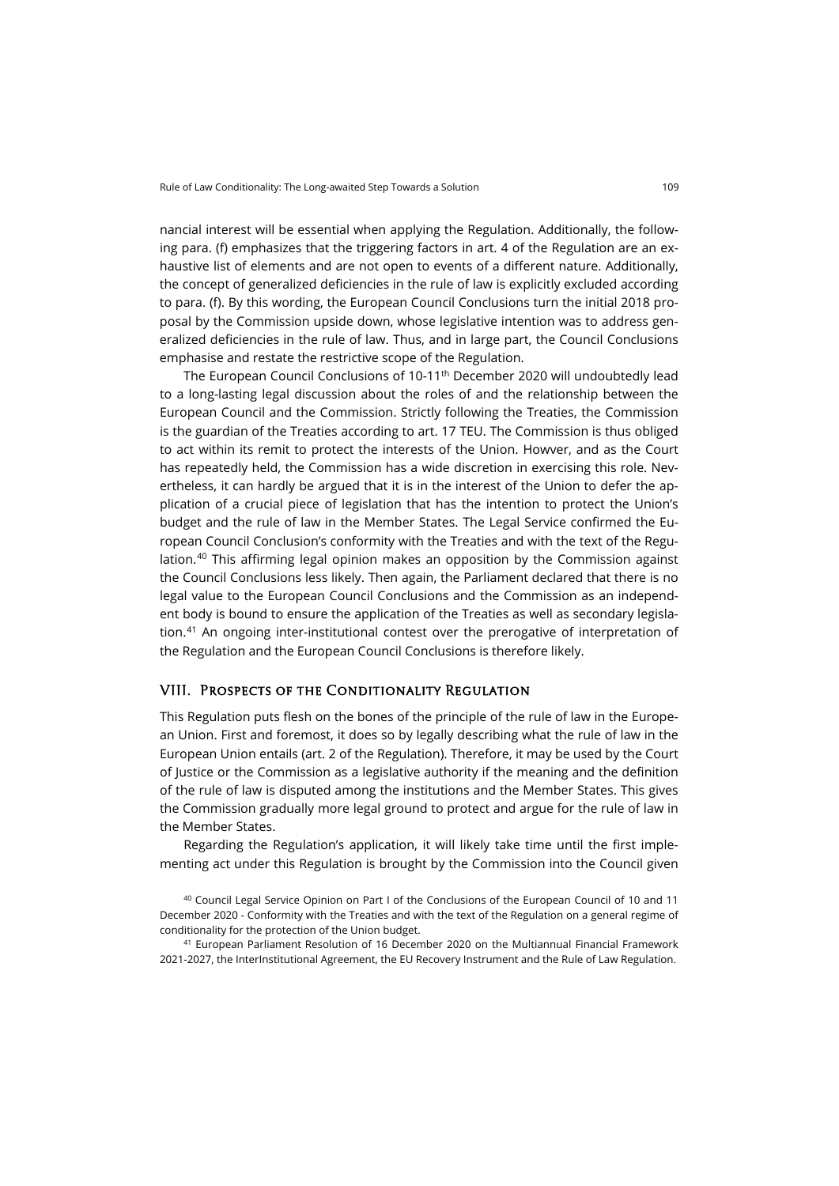nancial interest will be essential when applying the Regulation. Additionally, the following para. (f) emphasizes that the triggering factors in art. 4 of the Regulation are an exhaustive list of elements and are not open to events of a different nature. Additionally, the concept of generalized deficiencies in the rule of law is explicitly excluded according to para. (f). By this wording, the European Council Conclusions turn the initial 2018 proposal by the Commission upside down, whose legislative intention was to address generalized deficiencies in the rule of law. Thus, and in large part, the Council Conclusions emphasise and restate the restrictive scope of the Regulation.

The European Council Conclusions of 10-11th December 2020 will undoubtedly lead to a long-lasting legal discussion about the roles of and the relationship between the European Council and the Commission. Strictly following the Treaties, the Commission is the guardian of the Treaties according to art. 17 TEU. The Commission is thus obliged to act within its remit to protect the interests of the Union. Howver, and as the Court has repeatedly held, the Commission has a wide discretion in exercising this role. Nevertheless, it can hardly be argued that it is in the interest of the Union to defer the application of a crucial piece of legislation that has the intention to protect the Union's budget and the rule of law in the Member States. The Legal Service confirmed the European Council Conclusion's conformity with the Treaties and with the text of the Regulation.[40] This affirming legal opinion makes an opposition by the Commission against the Council Conclusions less likely. Then again, the Parliament declared that there is no legal value to the European Council Conclusions and the Commission as an independent body is bound to ensure the application of the Treaties as well as secondary legislation.[41] An ongoing inter-institutional contest over the prerogative of interpretation of the Regulation and the European Council Conclusions is therefore likely.

## VIII. Prospects of the Conditionality Regulation

This Regulation puts flesh on the bones of the principle of the rule of law in the European Union. First and foremost, it does so by legally describing what the rule of law in the European Union entails (art. 2 of the Regulation). Therefore, it may be used by the Court of Justice or the Commission as a legislative authority if the meaning and the definition of the rule of law is disputed among the institutions and the Member States. This gives the Commission gradually more legal ground to protect and argue for the rule of law in the Member States.

Regarding the Regulation's application, it will likely take time until the first implementing act under this Regulation is brought by the Commission into the Council given

[40] Council Legal Service Opinion on Part I of the Conclusions of the European Council of 10 and 11 December 2020 - Conformity with the Treaties and with the text of the Regulation on a general regime of conditionality for the protection of the Union budget.

[41] European Parliament Resolution of 16 December 2020 on the Multiannual Financial Framework 2021-2027, the InterInstitutional Agreement, the EU Recovery Instrument and the Rule of Law Regulation.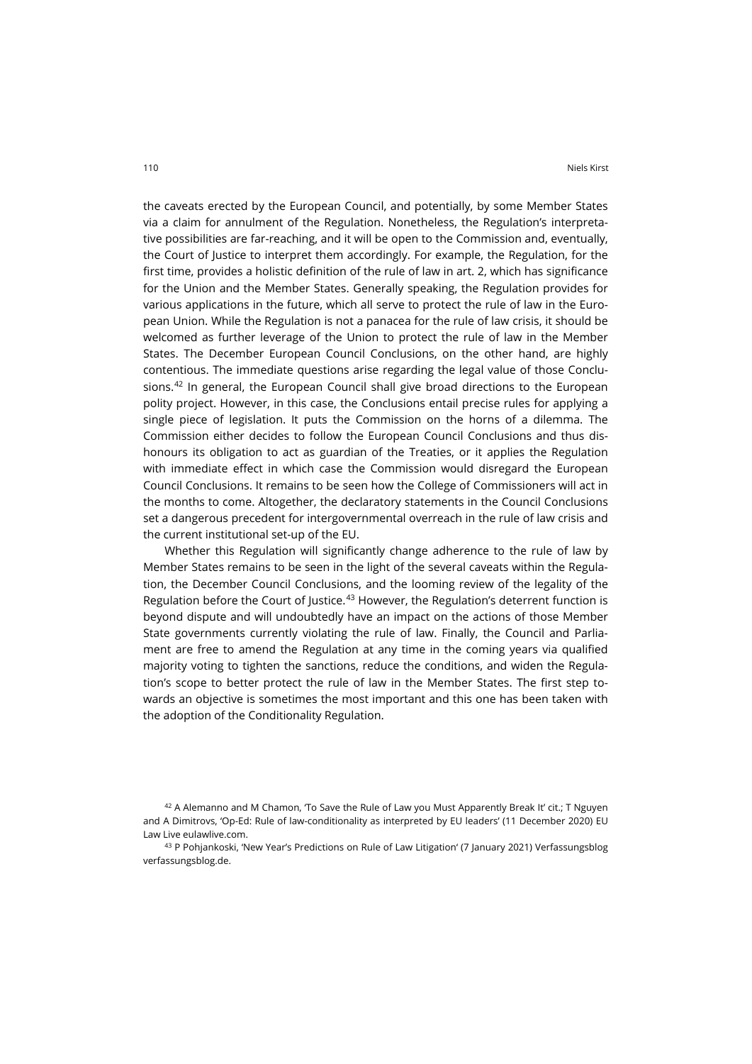the caveats erected by the European Council, and potentially, by some Member States via a claim for annulment of the Regulation. Nonetheless, the Regulation's interpretative possibilities are far-reaching, and it will be open to the Commission and, eventually, the Court of Justice to interpret them accordingly. For example, the Regulation, for the first time, provides a holistic definition of the rule of law in art. 2, which has significance for the Union and the Member States. Generally speaking, the Regulation provides for various applications in the future, which all serve to protect the rule of law in the European Union. While the Regulation is not a panacea for the rule of law crisis, it should be welcomed as further leverage of the Union to protect the rule of law in the Member States. The December European Council Conclusions, on the other hand, are highly contentious. The immediate questions arise regarding the legal value of those Conclusions.[42] In general, the European Council shall give broad directions to the European polity project. However, in this case, the Conclusions entail precise rules for applying a single piece of legislation. It puts the Commission on the horns of a dilemma. The Commission either decides to follow the European Council Conclusions and thus dishonours its obligation to act as guardian of the Treaties, or it applies the Regulation with immediate effect in which case the Commission would disregard the European Council Conclusions. It remains to be seen how the College of Commissioners will act in the months to come. Altogether, the declaratory statements in the Council Conclusions set a dangerous precedent for intergovernmental overreach in the rule of law crisis and the current institutional set-up of the EU.

Whether this Regulation will significantly change adherence to the rule of law by Member States remains to be seen in the light of the several caveats within the Regulation, the December Council Conclusions, and the looming review of the legality of the Regulation before the Court of Justice.[43] However, the Regulation's deterrent function is beyond dispute and will undoubtedly have an impact on the actions of those Member State governments currently violating the rule of law. Finally, the Council and Parliament are free to amend the Regulation at any time in the coming years via qualified majority voting to tighten the sanctions, reduce the conditions, and widen the Regulation's scope to better protect the rule of law in the Member States. The first step towards an objective is sometimes the most important and this one has been taken with the adoption of the Conditionality Regulation.

[42] A Alemanno and M Chamon, 'To Save the Rule of Law you Must Apparently Break It' cit.; T Nguyen and A Dimitrovs, 'Op-Ed: Rule of law-conditionality as interpreted by EU leaders' (11 December 2020) EU Law Live eulawlive.com.

[43] P Pohjankoski, 'New Year's Predictions on Rule of Law Litigation' (7 January 2021) Verfassungsblog verfassungsblog.de.